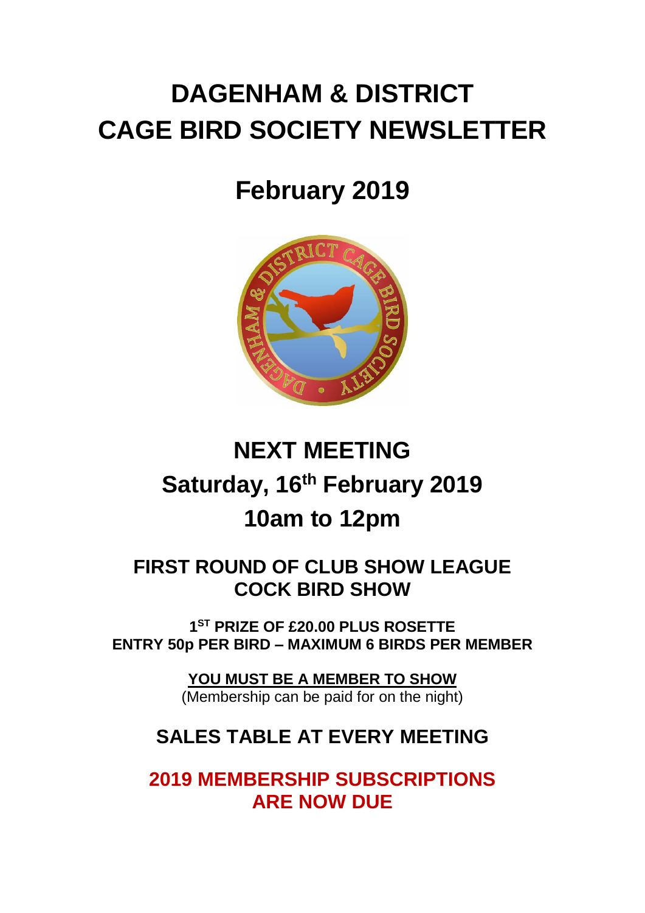# DAGENHAM & DISTRICT CAGE BIRD SOCIETY NEWSLETTER

## February 2019

## NEXT MEETING

## Saturday, 16th February 2019

## 10am to 12pm

### FIRST ROUND OF CLUB SHOW LEAGUE COCK BIRD SHOW

**1ST PRIZE OF £20.00 PLUS ROSETTE**
**ENTRY 50p PER BIRD – MAXIMUM 6 BIRDS PER MEMBER**

**YOU MUST BE A MEMBER TO SHOW**
(Membership can be paid for on the night)

### SALES TABLE AT EVERY MEETING

### 2019 MEMBERSHIP SUBSCRIPTIONS ARE NOW DUE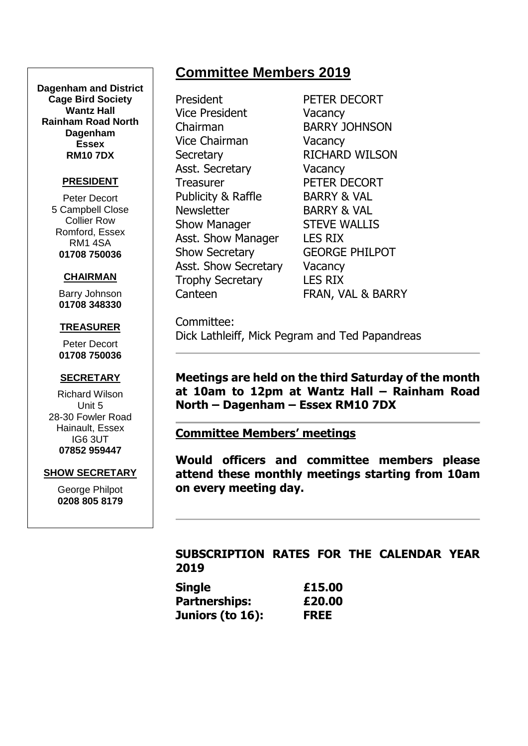**Dagenham and District Cage Bird Society**
**Wantz Hall**
**Rainham Road North**
**Dagenham**
**Essex**
**RM10 7DX**

**PRESIDENT**

Peter Decort
5 Campbell Close
Collier Row
Romford, Essex
RM1 4SA
**01708 750036**

**CHAIRMAN**

Barry Johnson
**01708 348330**

**TREASURER**

Peter Decort
**01708 750036**

**SECRETARY**

Richard Wilson
Unit 5
28-30 Fowler Road
Hainault, Essex
IG6 3UT
**07852 959447**

**SHOW SECRETARY**

George Philpot
**0208 805 8179**

# Committee Members 2019

| | |
|---|---|
| President | PETER DECORT |
| Vice President | Vacancy |
| Chairman | BARRY JOHNSON |
| Vice Chairman | Vacancy |
| Secretary | RICHARD WILSON |
| Asst. Secretary | Vacancy |
| Treasurer | PETER DECORT |
| Publicity & Raffle | BARRY & VAL |
| Newsletter | BARRY & VAL |
| Show Manager | STEVE WALLIS |
| Asst. Show Manager | LES RIX |
| Show Secretary | GEORGE PHILPOT |
| Asst. Show Secretary | Vacancy |
| Trophy Secretary | LES RIX |
| Canteen | FRAN, VAL & BARRY |

Committee:
Dick Lathleiff, Mick Pegram and Ted Papandreas

---

**Meetings are held on the third Saturday of the month at 10am to 12pm at Wantz Hall – Rainham Road North – Dagenham – Essex RM10 7DX**

---

**Committee Members' meetings**

**Would officers and committee members please attend these monthly meetings starting from 10am on every meeting day.**

---

**SUBSCRIPTION RATES FOR THE CALENDAR YEAR 2019**

| | |
|---|---|
| **Single** | **£15.00** |
| **Partnerships:** | **£20.00** |
| **Juniors (to 16):** | **FREE** |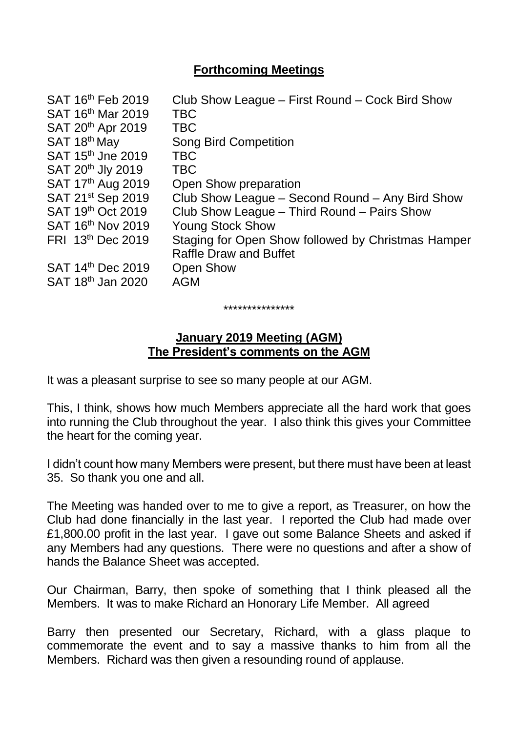## Forthcoming Meetings

| | |
|---|---|
| SAT 16th Feb 2019 | Club Show League – First Round – Cock Bird Show |
| SAT 16th Mar 2019 | TBC |
| SAT 20th Apr 2019 | TBC |
| SAT 18th May | Song Bird Competition |
| SAT 15th Jne 2019 | TBC |
| SAT 20th Jly 2019 | TBC |
| SAT 17th Aug 2019 | Open Show preparation |
| SAT 21st Sep 2019 | Club Show League – Second Round – Any Bird Show |
| SAT 19th Oct 2019 | Club Show League – Third Round – Pairs Show |
| SAT 16th Nov 2019 | Young Stock Show |
| FRI 13th Dec 2019 | Staging for Open Show followed by Christmas Hamper Raffle Draw and Buffet |
| SAT 14th Dec 2019 | Open Show |
| SAT 18th Jan 2020 | AGM |

***************

## January 2019 Meeting (AGM)
## The President's comments on the AGM

It was a pleasant surprise to see so many people at our AGM.

This, I think, shows how much Members appreciate all the hard work that goes into running the Club throughout the year. I also think this gives your Committee the heart for the coming year.

I didn't count how many Members were present, but there must have been at least 35. So thank you one and all.

The Meeting was handed over to me to give a report, as Treasurer, on how the Club had done financially in the last year. I reported the Club had made over £1,800.00 profit in the last year. I gave out some Balance Sheets and asked if any Members had any questions. There were no questions and after a show of hands the Balance Sheet was accepted.

Our Chairman, Barry, then spoke of something that I think pleased all the Members. It was to make Richard an Honorary Life Member. All agreed

Barry then presented our Secretary, Richard, with a glass plaque to commemorate the event and to say a massive thanks to him from all the Members. Richard was then given a resounding round of applause.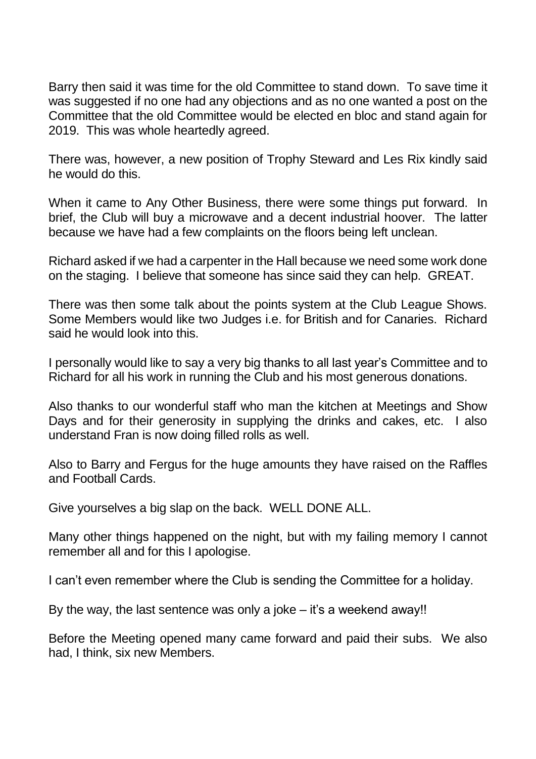Barry then said it was time for the old Committee to stand down. To save time it was suggested if no one had any objections and as no one wanted a post on the Committee that the old Committee would be elected en bloc and stand again for 2019. This was whole heartedly agreed.

There was, however, a new position of Trophy Steward and Les Rix kindly said he would do this.

When it came to Any Other Business, there were some things put forward. In brief, the Club will buy a microwave and a decent industrial hoover. The latter because we have had a few complaints on the floors being left unclean.

Richard asked if we had a carpenter in the Hall because we need some work done on the staging. I believe that someone has since said they can help. GREAT.

There was then some talk about the points system at the Club League Shows. Some Members would like two Judges i.e. for British and for Canaries. Richard said he would look into this.

I personally would like to say a very big thanks to all last year's Committee and to Richard for all his work in running the Club and his most generous donations.

Also thanks to our wonderful staff who man the kitchen at Meetings and Show Days and for their generosity in supplying the drinks and cakes, etc. I also understand Fran is now doing filled rolls as well.

Also to Barry and Fergus for the huge amounts they have raised on the Raffles and Football Cards.

Give yourselves a big slap on the back. WELL DONE ALL.

Many other things happened on the night, but with my failing memory I cannot remember all and for this I apologise.

I can't even remember where the Club is sending the Committee for a holiday.

By the way, the last sentence was only a joke – it's a weekend away!!

Before the Meeting opened many came forward and paid their subs. We also had, I think, six new Members.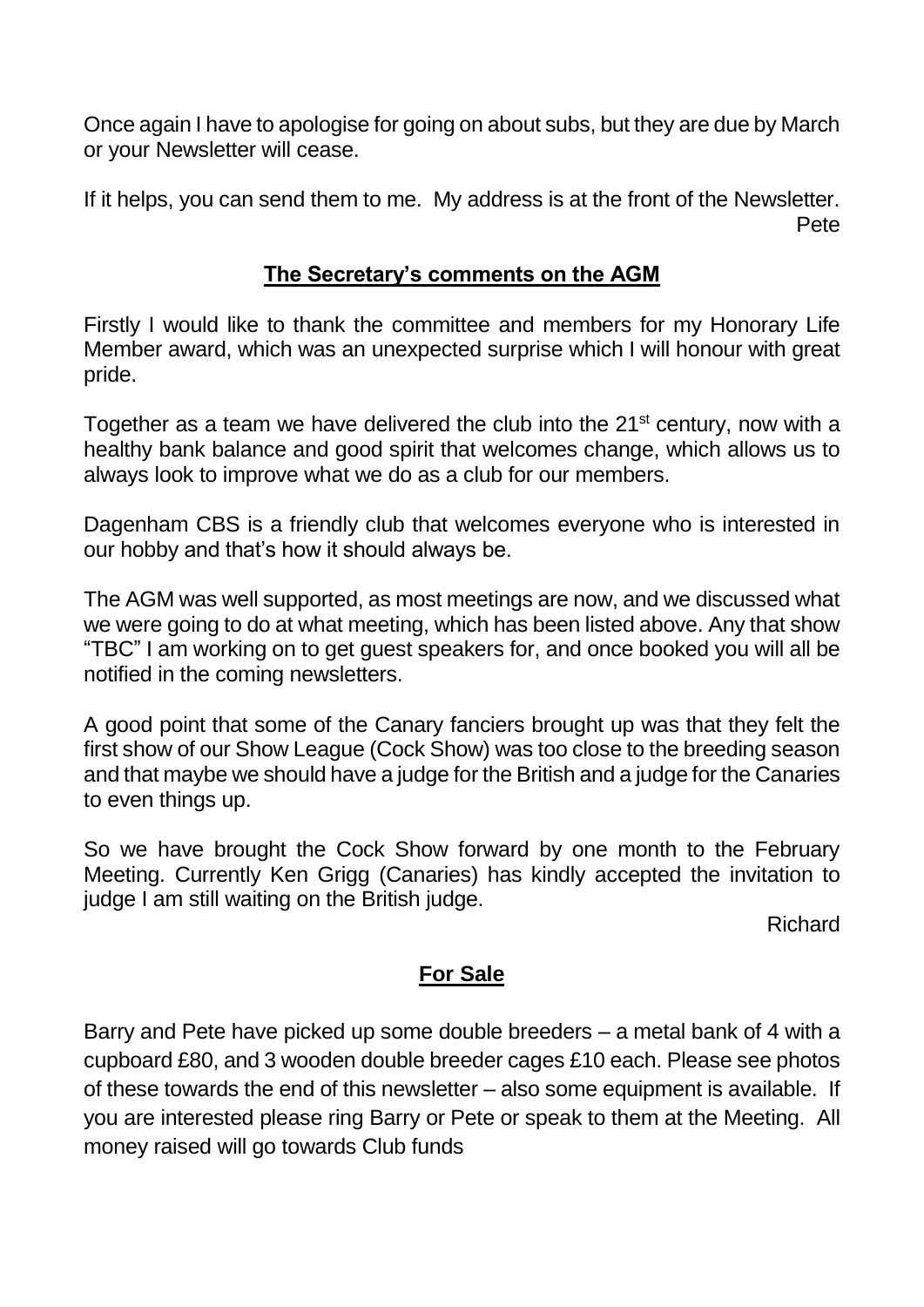Once again I have to apologise for going on about subs, but they are due by March or your Newsletter will cease.

If it helps, you can send them to me. My address is at the front of the Newsletter.

Pete

## The Secretary's comments on the AGM

Firstly I would like to thank the committee and members for my Honorary Life Member award, which was an unexpected surprise which I will honour with great pride.

Together as a team we have delivered the club into the 21st century, now with a healthy bank balance and good spirit that welcomes change, which allows us to always look to improve what we do as a club for our members.

Dagenham CBS is a friendly club that welcomes everyone who is interested in our hobby and that's how it should always be.

The AGM was well supported, as most meetings are now, and we discussed what we were going to do at what meeting, which has been listed above. Any that show "TBC" I am working on to get guest speakers for, and once booked you will all be notified in the coming newsletters.

A good point that some of the Canary fanciers brought up was that they felt the first show of our Show League (Cock Show) was too close to the breeding season and that maybe we should have a judge for the British and a judge for the Canaries to even things up.

So we have brought the Cock Show forward by one month to the February Meeting. Currently Ken Grigg (Canaries) has kindly accepted the invitation to judge I am still waiting on the British judge.

Richard

## For Sale

Barry and Pete have picked up some double breeders – a metal bank of 4 with a cupboard £80, and 3 wooden double breeder cages £10 each. Please see photos of these towards the end of this newsletter – also some equipment is available. If you are interested please ring Barry or Pete or speak to them at the Meeting. All money raised will go towards Club funds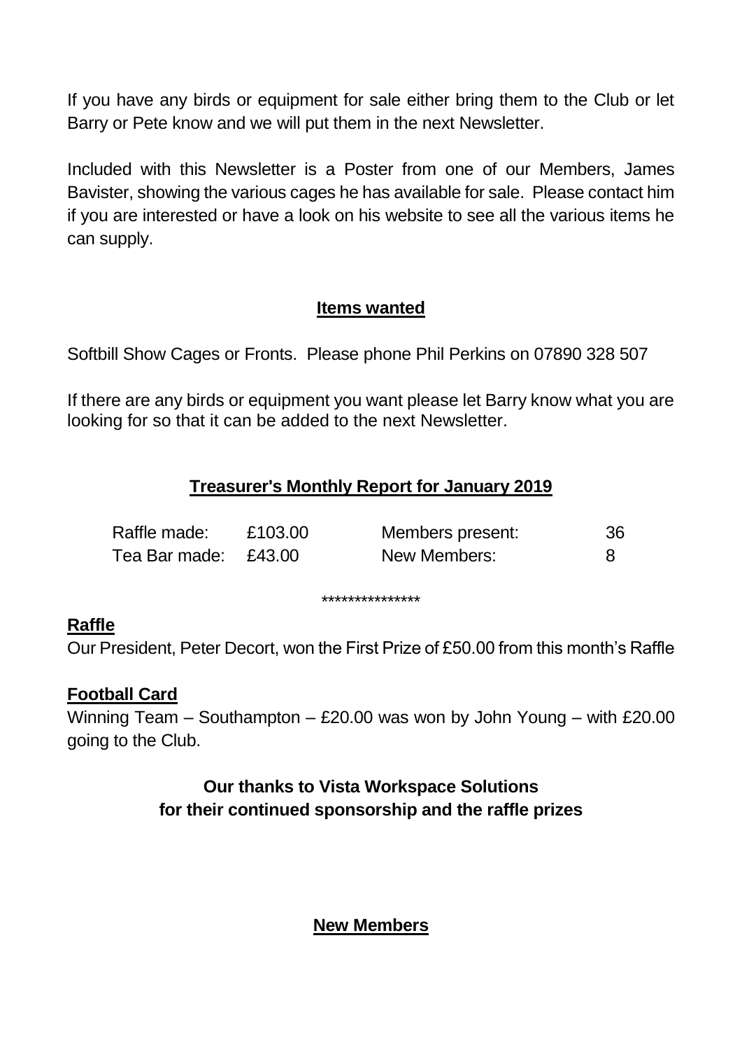If you have any birds or equipment for sale either bring them to the Club or let Barry or Pete know and we will put them in the next Newsletter.

Included with this Newsletter is a Poster from one of our Members, James Bavister, showing the various cages he has available for sale. Please contact him if you are interested or have a look on his website to see all the various items he can supply.

## Items wanted

Softbill Show Cages or Fronts. Please phone Phil Perkins on 07890 328 507

If there are any birds or equipment you want please let Barry know what you are looking for so that it can be added to the next Newsletter.

## Treasurer's Monthly Report for January 2019

| | | | |
|---|---|---|---|
| Raffle made: | £103.00 | Members present: | 36 |
| Tea Bar made: | £43.00 | New Members: | 8 |

***************

**Raffle**

Our President, Peter Decort, won the First Prize of £50.00 from this month's Raffle

**Football Card**

Winning Team – Southampton – £20.00 was won by John Young – with £20.00 going to the Club.

**Our thanks to Vista Workspace Solutions for their continued sponsorship and the raffle prizes**

## New Members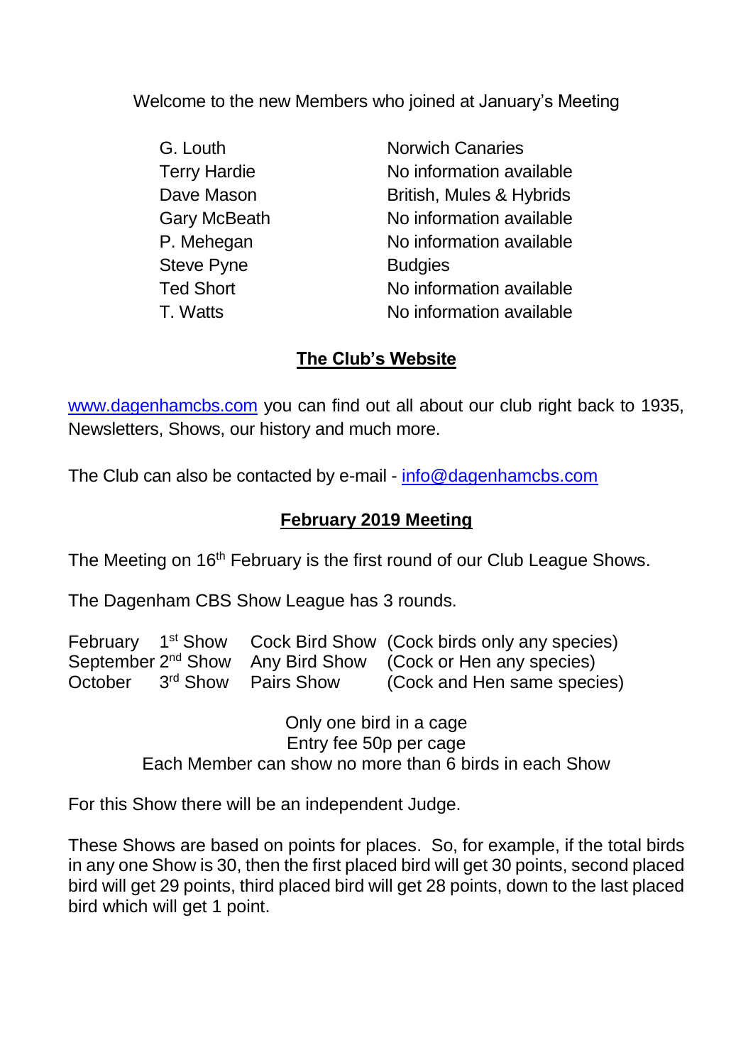Welcome to the new Members who joined at January's Meeting

| | |
|---|---|
| G. Louth | Norwich Canaries |
| Terry Hardie | No information available |
| Dave Mason | British, Mules & Hybrids |
| Gary McBeath | No information available |
| P. Mehegan | No information available |
| Steve Pyne | Budgies |
| Ted Short | No information available |
| T. Watts | No information available |

## **The Club's Website**

www.dagenhamcbs.com you can find out all about our club right back to 1935, Newsletters, Shows, our history and much more.

The Club can also be contacted by e-mail - info@dagenhamcbs.com

## **February 2019 Meeting**

The Meeting on 16th February is the first round of our Club League Shows.

The Dagenham CBS Show League has 3 rounds.

| | | | |
|---|---|---|---|
| February | 1st Show | Cock Bird Show | (Cock birds only any species) |
| September | 2nd Show | Any Bird Show | (Cock or Hen any species) |
| October | 3rd Show | Pairs Show | (Cock and Hen same species) |

Only one bird in a cage
Entry fee 50p per cage
Each Member can show no more than 6 birds in each Show

For this Show there will be an independent Judge.

These Shows are based on points for places. So, for example, if the total birds in any one Show is 30, then the first placed bird will get 30 points, second placed bird will get 29 points, third placed bird will get 28 points, down to the last placed bird which will get 1 point.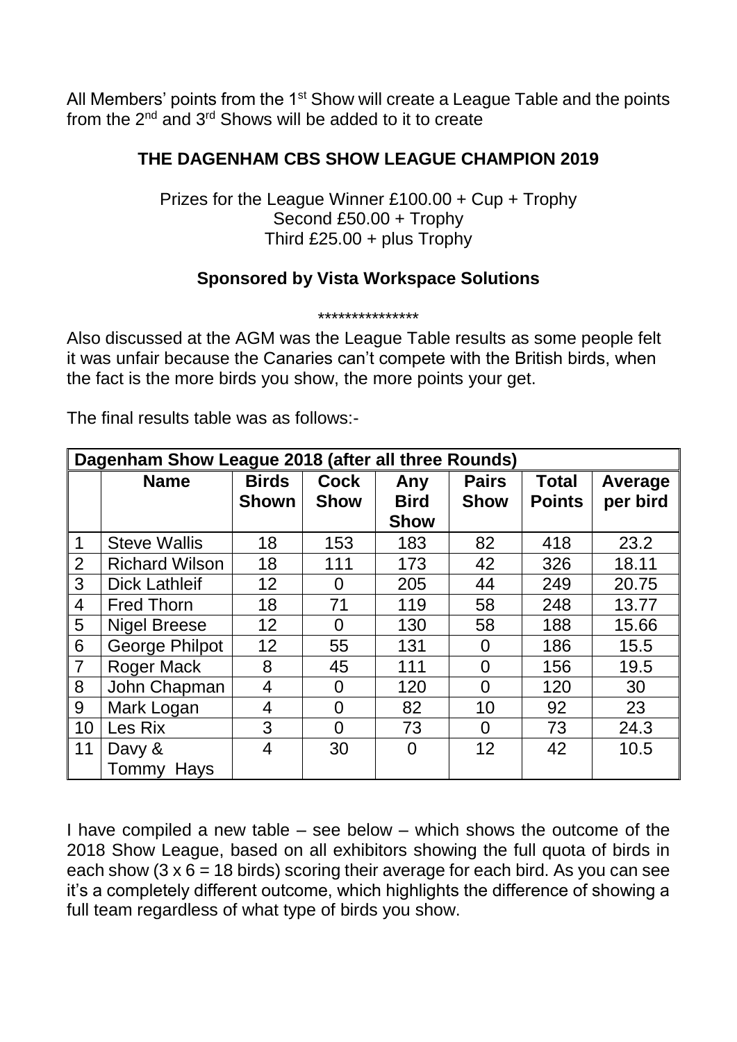All Members' points from the 1st Show will create a League Table and the points from the 2nd and 3rd Shows will be added to it to create

**THE DAGENHAM CBS SHOW LEAGUE CHAMPION 2019**

Prizes for the League Winner £100.00 + Cup + Trophy
Second £50.00 + Trophy
Third £25.00 + plus Trophy

**Sponsored by Vista Workspace Solutions**

***************

Also discussed at the AGM was the League Table results as some people felt it was unfair because the Canaries can't compete with the British birds, when the fact is the more birds you show, the more points your get.

The final results table was as follows:-

| Dagenham Show League 2018 (after all three Rounds) | | | | | | | |
|---|---|---|---|---|---|---|---|
| | **Name** | **Birds Shown** | **Cock Show** | **Any Bird Show** | **Pairs Show** | **Total Points** | **Average per bird** |
| 1 | Steve Wallis | 18 | 153 | 183 | 82 | 418 | 23.2 |
| 2 | Richard Wilson | 18 | 111 | 173 | 42 | 326 | 18.11 |
| 3 | Dick Lathleif | 12 | 0 | 205 | 44 | 249 | 20.75 |
| 4 | Fred Thorn | 18 | 71 | 119 | 58 | 248 | 13.77 |
| 5 | Nigel Breese | 12 | 0 | 130 | 58 | 188 | 15.66 |
| 6 | George Philpot | 12 | 55 | 131 | 0 | 186 | 15.5 |
| 7 | Roger Mack | 8 | 45 | 111 | 0 | 156 | 19.5 |
| 8 | John Chapman | 4 | 0 | 120 | 0 | 120 | 30 |
| 9 | Mark Logan | 4 | 0 | 82 | 10 | 92 | 23 |
| 10 | Les Rix | 3 | 0 | 73 | 0 | 73 | 24.3 |
| 11 | Davy & Tommy Hays | 4 | 30 | 0 | 12 | 42 | 10.5 |

I have compiled a new table – see below – which shows the outcome of the 2018 Show League, based on all exhibitors showing the full quota of birds in each show (3 x 6 = 18 birds) scoring their average for each bird. As you can see it's a completely different outcome, which highlights the difference of showing a full team regardless of what type of birds you show.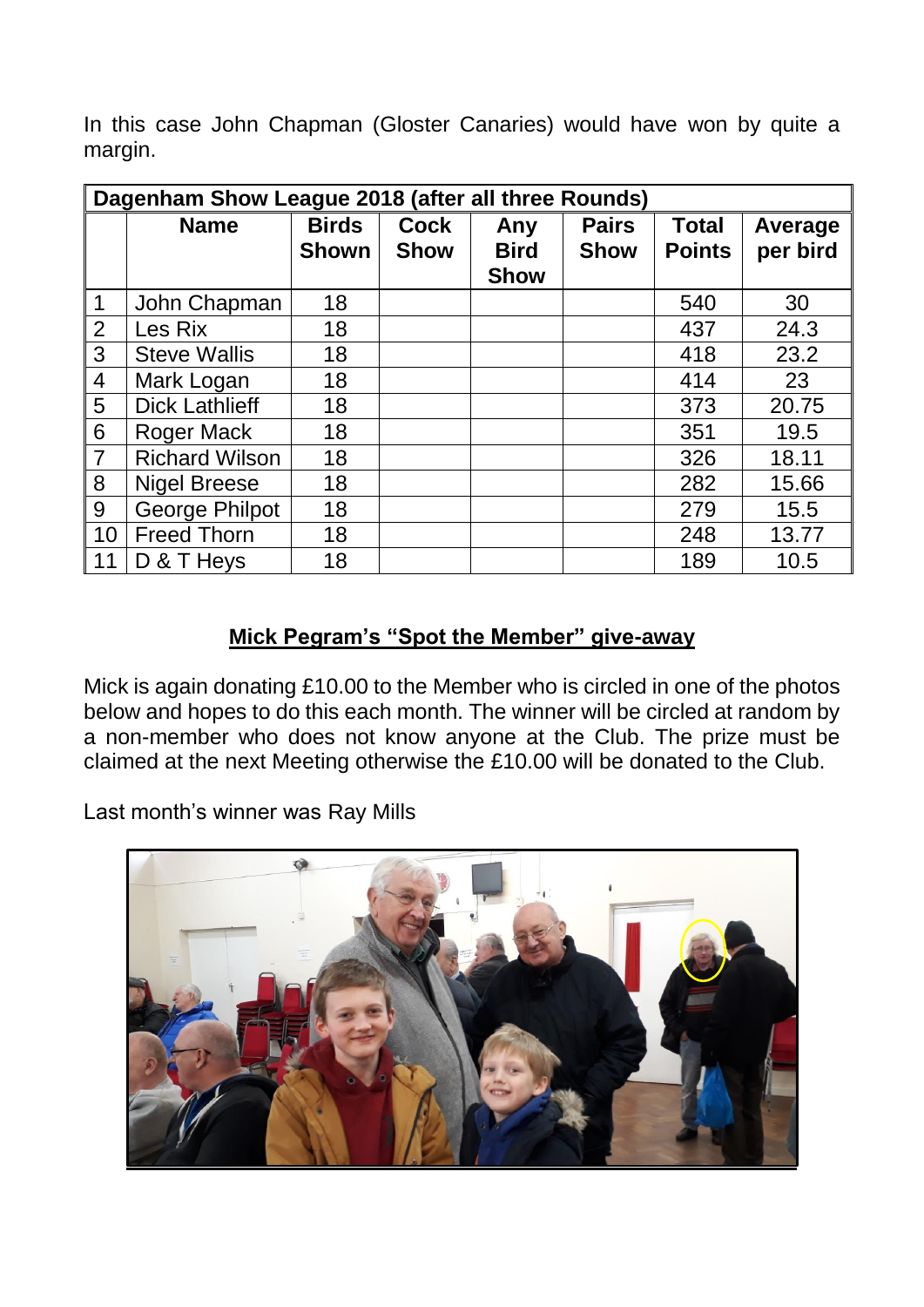In this case John Chapman (Gloster Canaries) would have won by quite a margin.

| Dagenham Show League 2018 (after all three Rounds) | | | | | | | |
|---|---|---|---|---|---|---|---|
| | **Name** | **Birds Shown** | **Cock Show** | **Any Bird Show** | **Pairs Show** | **Total Points** | **Average per bird** |
| 1 | John Chapman | 18 | | | | 540 | 30 |
| 2 | Les Rix | 18 | | | | 437 | 24.3 |
| 3 | Steve Wallis | 18 | | | | 418 | 23.2 |
| 4 | Mark Logan | 18 | | | | 414 | 23 |
| 5 | Dick Lathlieff | 18 | | | | 373 | 20.75 |
| 6 | Roger Mack | 18 | | | | 351 | 19.5 |
| 7 | Richard Wilson | 18 | | | | 326 | 18.11 |
| 8 | Nigel Breese | 18 | | | | 282 | 15.66 |
| 9 | George Philpot | 18 | | | | 279 | 15.5 |
| 10 | Freed Thorn | 18 | | | | 248 | 13.77 |
| 11 | D & T Heys | 18 | | | | 189 | 10.5 |

## Mick Pegram's "Spot the Member" give-away

Mick is again donating £10.00 to the Member who is circled in one of the photos below and hopes to do this each month. The winner will be circled at random by a non-member who does not know anyone at the Club. The prize must be claimed at the next Meeting otherwise the £10.00 will be donated to the Club.

Last month's winner was Ray Mills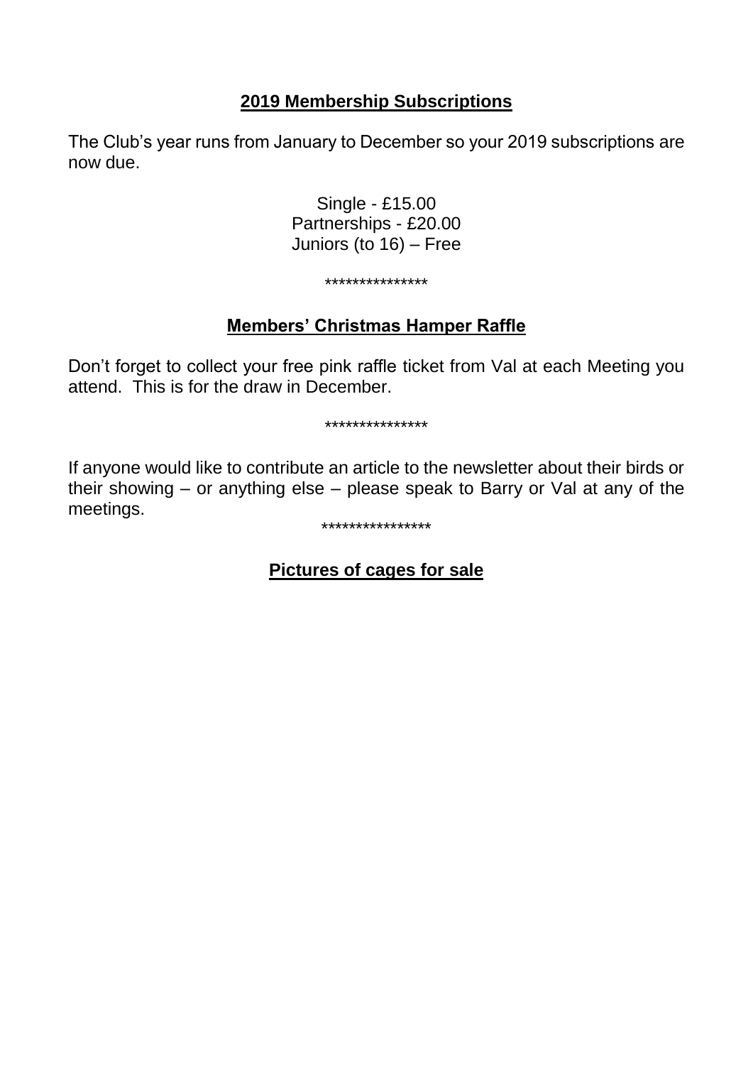## 2019 Membership Subscriptions

The Club's year runs from January to December so your 2019 subscriptions are now due.

Single - £15.00
Partnerships - £20.00
Juniors (to 16) – Free

***************

## Members' Christmas Hamper Raffle

Don't forget to collect your free pink raffle ticket from Val at each Meeting you attend. This is for the draw in December.

***************

If anyone would like to contribute an article to the newsletter about their birds or their showing – or anything else – please speak to Barry or Val at any of the meetings.

****************

## Pictures of cages for sale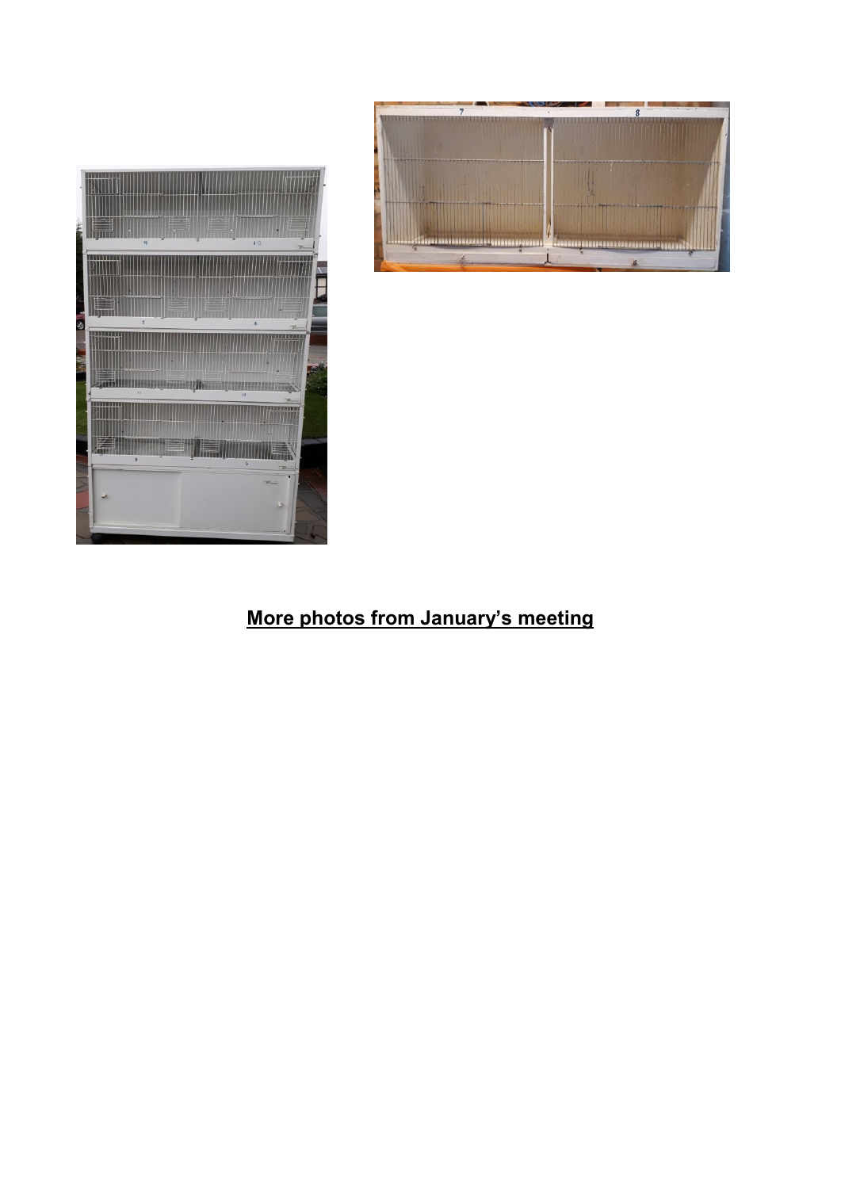**More photos from January's meeting**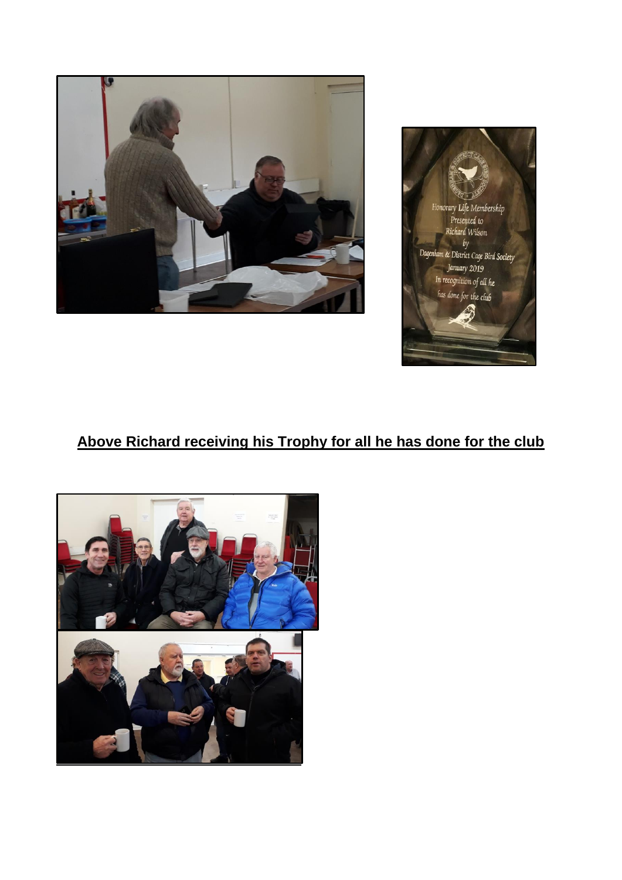**Above Richard receiving his Trophy for all he has done for the club**